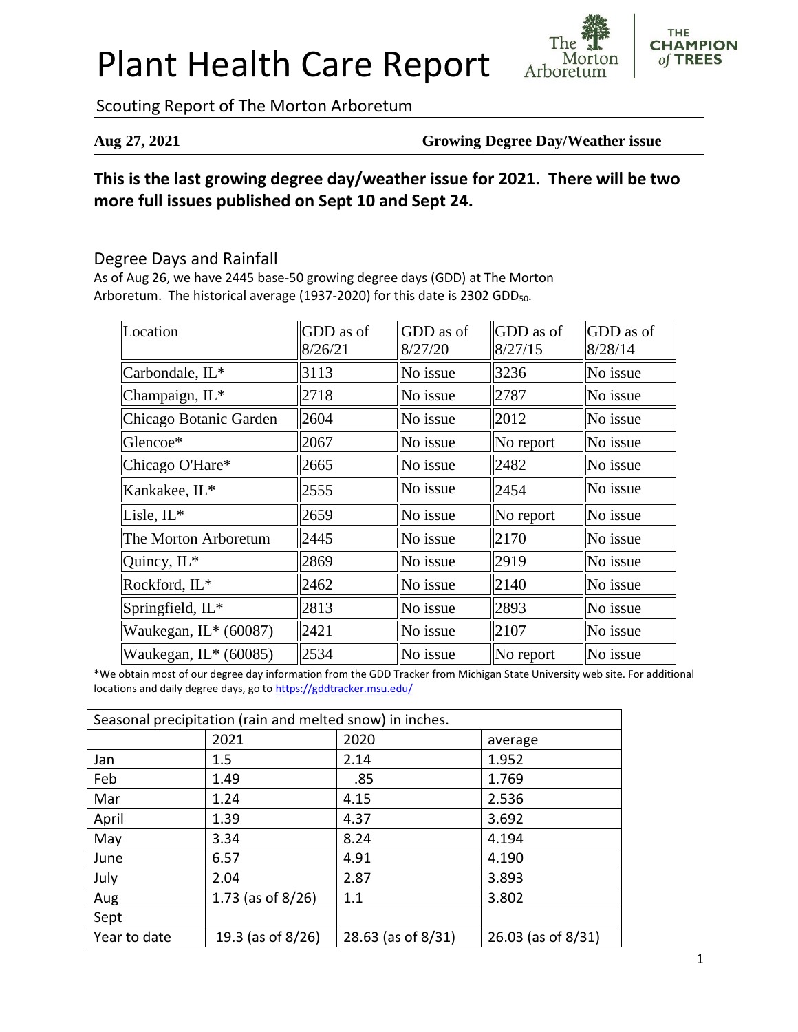# Plant Health Care Report

Scouting Report of The Morton Arboretum

**Aug 27, 2021** **Growing Degree Day/Weather issue**

## This is the last growing degree day/weather issue for 2021. There will be two more full issues published on Sept 10 and Sept 24.

### Degree Days and Rainfall

As of Aug 26, we have 2445 base-50 growing degree days (GDD) at The Morton Arboretum. The historical average (1937-2020) for this date is 2302 $GDD_{50}$.

| Location | GDD as of 8/26/21 | GDD as of 8/27/20 | GDD as of 8/27/15 | GDD as of 8/28/14 |
|---|---|---|---|---|
| Carbondale, IL* | 3113 | No issue | 3236 | No issue |
| Champaign, IL* | 2718 | No issue | 2787 | No issue |
| Chicago Botanic Garden | 2604 | No issue | 2012 | No issue |
| Glencoe* | 2067 | No issue | No report | No issue |
| Chicago O'Hare* | 2665 | No issue | 2482 | No issue |
| Kankakee, IL* | 2555 | No issue | 2454 | No issue |
| Lisle, IL* | 2659 | No issue | No report | No issue |
| The Morton Arboretum | 2445 | No issue | 2170 | No issue |
| Quincy, IL* | 2869 | No issue | 2919 | No issue |
| Rockford, IL* | 2462 | No issue | 2140 | No issue |
| Springfield, IL* | 2813 | No issue | 2893 | No issue |
| Waukegan, IL* (60087) | 2421 | No issue | 2107 | No issue |
| Waukegan, IL* (60085) | 2534 | No issue | No report | No issue |

*We obtain most of our degree day information from the GDD Tracker from Michigan State University web site. For additional locations and daily degree days, go to https://gddtracker.msu.edu/

| Seasonal precipitation (rain and melted snow) in inches. | | | |
|---|---|---|---|
| | 2021 | 2020 | average |
| Jan | 1.5 | 2.14 | 1.952 |
| Feb | 1.49 | .85 | 1.769 |
| Mar | 1.24 | 4.15 | 2.536 |
| April | 1.39 | 4.37 | 3.692 |
| May | 3.34 | 8.24 | 4.194 |
| June | 6.57 | 4.91 | 4.190 |
| July | 2.04 | 2.87 | 3.893 |
| Aug | 1.73 (as of 8/26) | 1.1 | 3.802 |
| Sept | | | |
| Year to date | 19.3 (as of 8/26) | 28.63 (as of 8/31) | 26.03 (as of 8/31) |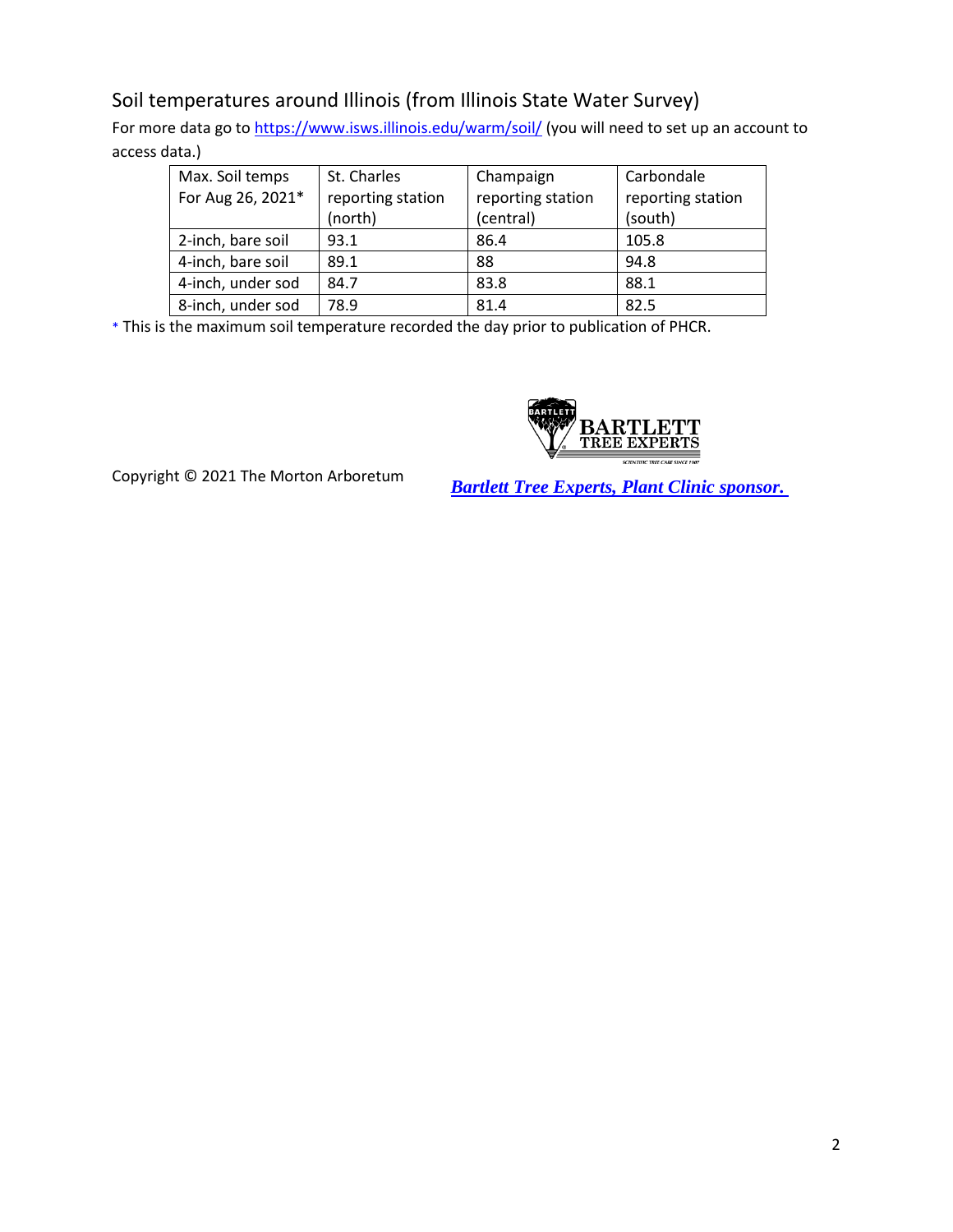## Soil temperatures around Illinois (from Illinois State Water Survey)

For more data go to https://www.isws.illinois.edu/warm/soil/ (you will need to set up an account to access data.)

| Max. Soil temps For Aug 26, 2021* | St. Charles reporting station (north) | Champaign reporting station (central) | Carbondale reporting station (south) |
|---|---|---|---|
| 2-inch, bare soil | 93.1 | 86.4 | 105.8 |
| 4-inch, bare soil | 89.1 | 88 | 94.8 |
| 4-inch, under sod | 84.7 | 83.8 | 88.1 |
| 8-inch, under sod | 78.9 | 81.4 | 82.5 |

* This is the maximum soil temperature recorded the day prior to publication of PHCR.

Copyright © 2021 The Morton Arboretum

BARTLETT TREE EXPERTS
SCIENTIFIC TREE CARE SINCE 1907

***Bartlett Tree Experts, Plant Clinic sponsor.***